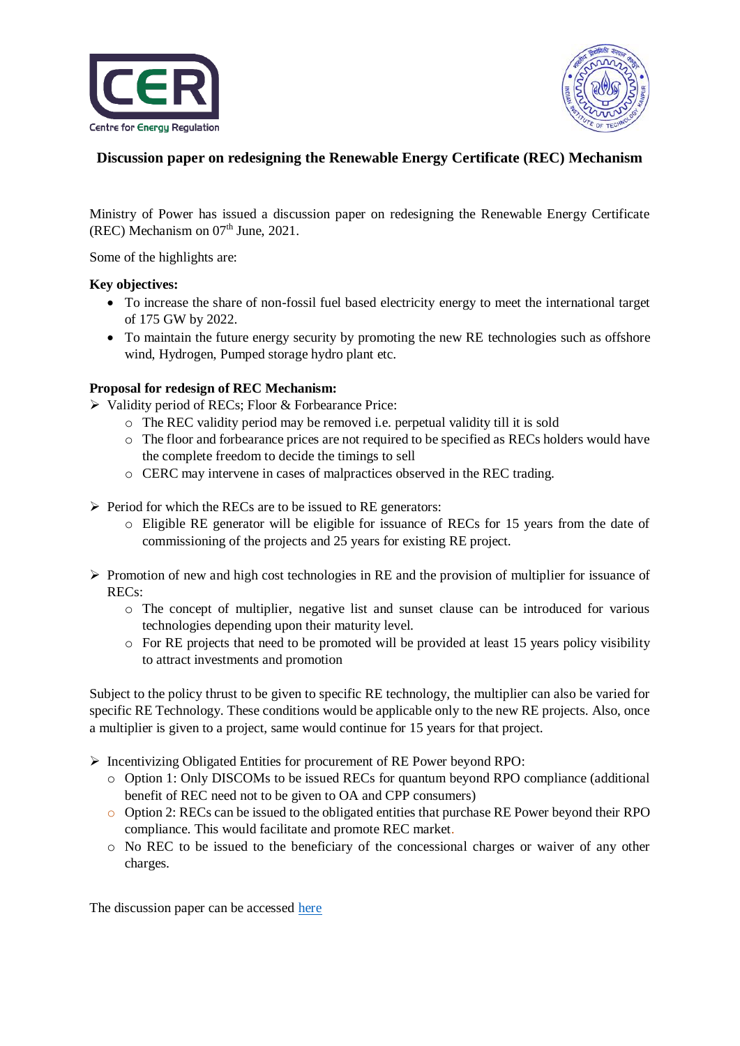## Discussion paper on redesigning the Renewable Energy Certificate (REC) Mechanism

Ministry of Power has issued a discussion paper on redesigning the Renewable Energy Certificate (REC) Mechanism on 07th June, 2021.

Some of the highlights are:

**Key objectives:**

- To increase the share of non-fossil fuel based electricity energy to meet the international target of 175 GW by 2022.
- To maintain the future energy security by promoting the new RE technologies such as offshore wind, Hydrogen, Pumped storage hydro plant etc.

**Proposal for redesign of REC Mechanism:**

- Validity period of RECs; Floor & Forbearance Price:
  - The REC validity period may be removed i.e. perpetual validity till it is sold
  - The floor and forbearance prices are not required to be specified as RECs holders would have the complete freedom to decide the timings to sell
  - CERC may intervene in cases of malpractices observed in the REC trading.

- Period for which the RECs are to be issued to RE generators:
  - Eligible RE generator will be eligible for issuance of RECs for 15 years from the date of commissioning of the projects and 25 years for existing RE project.

- Promotion of new and high cost technologies in RE and the provision of multiplier for issuance of RECs:
  - The concept of multiplier, negative list and sunset clause can be introduced for various technologies depending upon their maturity level.
  - For RE projects that need to be promoted will be provided at least 15 years policy visibility to attract investments and promotion

Subject to the policy thrust to be given to specific RE technology, the multiplier can also be varied for specific RE Technology. These conditions would be applicable only to the new RE projects. Also, once a multiplier is given to a project, same would continue for 15 years for that project.

- Incentivizing Obligated Entities for procurement of RE Power beyond RPO:
  - Option 1: Only DISCOMs to be issued RECs for quantum beyond RPO compliance (additional benefit of REC need not to be given to OA and CPP consumers)
  - Option 2: RECs can be issued to the obligated entities that purchase RE Power beyond their RPO compliance. This would facilitate and promote REC market.
  - No REC to be issued to the beneficiary of the concessional charges or waiver of any other charges.

The discussion paper can be accessed here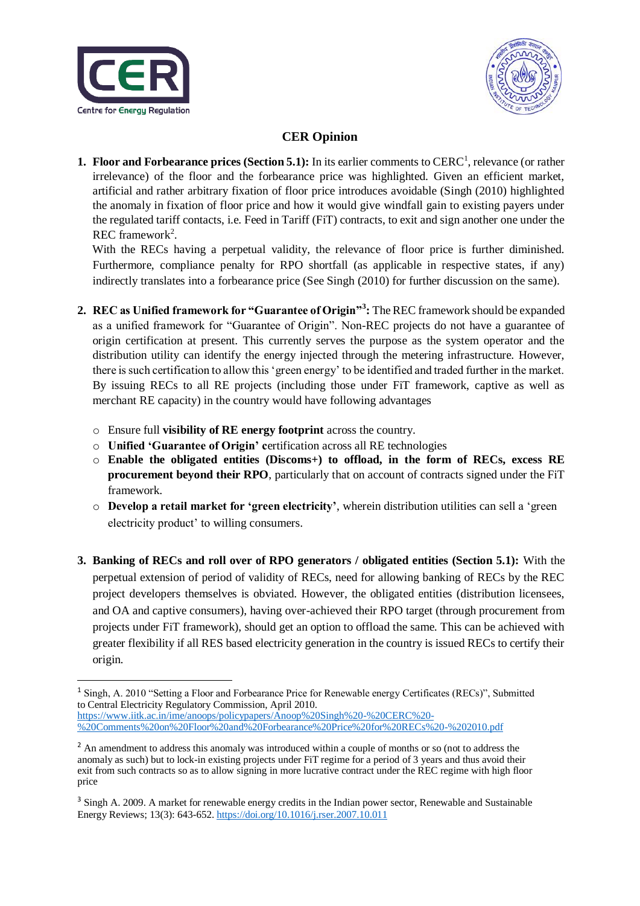# CER Opinion

1. **Floor and Forbearance prices (Section 5.1):** In its earlier comments to CERC[1], relevance (or rather irrelevance) of the floor and the forbearance price was highlighted. Given an efficient market, artificial and rather arbitrary fixation of floor price introduces avoidable (Singh (2010) highlighted the anomaly in fixation of floor price and how it would give windfall gain to existing payers under the regulated tariff contacts, i.e. Feed in Tariff (FiT) contracts, to exit and sign another one under the REC framework[2].

   With the RECs having a perpetual validity, the relevance of floor price is further diminished. Furthermore, compliance penalty for RPO shortfall (as applicable in respective states, if any) indirectly translates into a forbearance price (See Singh (2010) for further discussion on the same).

2. **REC as Unified framework for "Guarantee of Origin"[3]:** The REC framework should be expanded as a unified framework for "Guarantee of Origin". Non-REC projects do not have a guarantee of origin certification at present. This currently serves the purpose as the system operator and the distribution utility can identify the energy injected through the metering infrastructure. However, there is such certification to allow this 'green energy' to be identified and traded further in the market. By issuing RECs to all RE projects (including those under FiT framework, captive as well as merchant RE capacity) in the country would have following advantages

   - Ensure full **visibility of RE energy footprint** across the country.
   - **Unified 'Guarantee of Origin' c**ertification across all RE technologies
   - **Enable the obligated entities (Discoms+) to offload, in the form of RECs, excess RE procurement beyond their RPO**, particularly that on account of contracts signed under the FiT framework.
   - **Develop a retail market for 'green electricity'**, wherein distribution utilities can sell a 'green electricity product' to willing consumers.

3. **Banking of RECs and roll over of RPO generators / obligated entities (Section 5.1):** With the perpetual extension of period of validity of RECs, need for allowing banking of RECs by the REC project developers themselves is obviated. However, the obligated entities (distribution licensees, and OA and captive consumers), having over-achieved their RPO target (through procurement from projects under FiT framework), should get an option to offload the same. This can be achieved with greater flexibility if all RES based electricity generation in the country is issued RECs to certify their origin.

---

[1] Singh, A. 2010 "Setting a Floor and Forbearance Price for Renewable energy Certificates (RECs)", Submitted to Central Electricity Regulatory Commission, April 2010. https://www.iitk.ac.in/ime/anoops/policypapers/Anoop%20Singh%20-%20CERC%20-%20Comments%20on%20Floor%20and%20Forbearance%20Price%20for%20RECs%20-%202010.pdf

[2] An amendment to address this anomaly was introduced within a couple of months or so (not to address the anomaly as such) but to lock-in existing projects under FiT regime for a period of 3 years and thus avoid their exit from such contracts so as to allow signing in more lucrative contract under the REC regime with high floor price

[3] Singh A. 2009. A market for renewable energy credits in the Indian power sector, Renewable and Sustainable Energy Reviews; 13(3): 643-652. https://doi.org/10.1016/j.rser.2007.10.011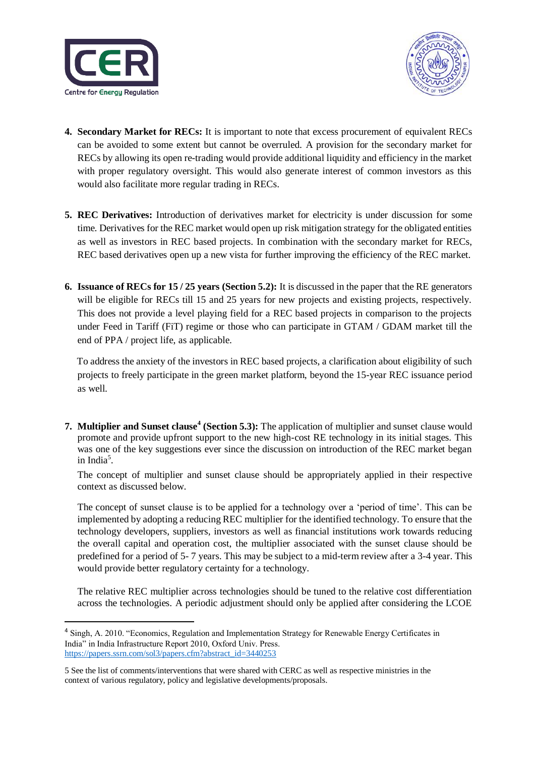4. **Secondary Market for RECs:** It is important to note that excess procurement of equivalent RECs can be avoided to some extent but cannot be overruled. A provision for the secondary market for RECs by allowing its open re-trading would provide additional liquidity and efficiency in the market with proper regulatory oversight. This would also generate interest of common investors as this would also facilitate more regular trading in RECs.

5. **REC Derivatives:** Introduction of derivatives market for electricity is under discussion for some time. Derivatives for the REC market would open up risk mitigation strategy for the obligated entities as well as investors in REC based projects. In combination with the secondary market for RECs, REC based derivatives open up a new vista for further improving the efficiency of the REC market.

6. **Issuance of RECs for 15 / 25 years (Section 5.2):** It is discussed in the paper that the RE generators will be eligible for RECs till 15 and 25 years for new projects and existing projects, respectively. This does not provide a level playing field for a REC based projects in comparison to the projects under Feed in Tariff (FiT) regime or those who can participate in GTAM / GDAM market till the end of PPA / project life, as applicable.

   To address the anxiety of the investors in REC based projects, a clarification about eligibility of such projects to freely participate in the green market platform, beyond the 15-year REC issuance period as well.

7. **Multiplier and Sunset clause[4] (Section 5.3):** The application of multiplier and sunset clause would promote and provide upfront support to the new high-cost RE technology in its initial stages. This was one of the key suggestions ever since the discussion on introduction of the REC market began in India[5].

   The concept of multiplier and sunset clause should be appropriately applied in their respective context as discussed below.

   The concept of sunset clause is to be applied for a technology over a 'period of time'. This can be implemented by adopting a reducing REC multiplier for the identified technology. To ensure that the technology developers, suppliers, investors as well as financial institutions work towards reducing the overall capital and operation cost, the multiplier associated with the sunset clause should be predefined for a period of 5- 7 years. This may be subject to a mid-term review after a 3-4 year. This would provide better regulatory certainty for a technology.

   The relative REC multiplier across technologies should be tuned to the relative cost differentiation across the technologies. A periodic adjustment should only be applied after considering the LCOE

---

[4] Singh, A. 2010. "Economics, Regulation and Implementation Strategy for Renewable Energy Certificates in India" in India Infrastructure Report 2010, Oxford Univ. Press. https://papers.ssrn.com/sol3/papers.cfm?abstract_id=3440253

[5] See the list of comments/interventions that were shared with CERC as well as respective ministries in the context of various regulatory, policy and legislative developments/proposals.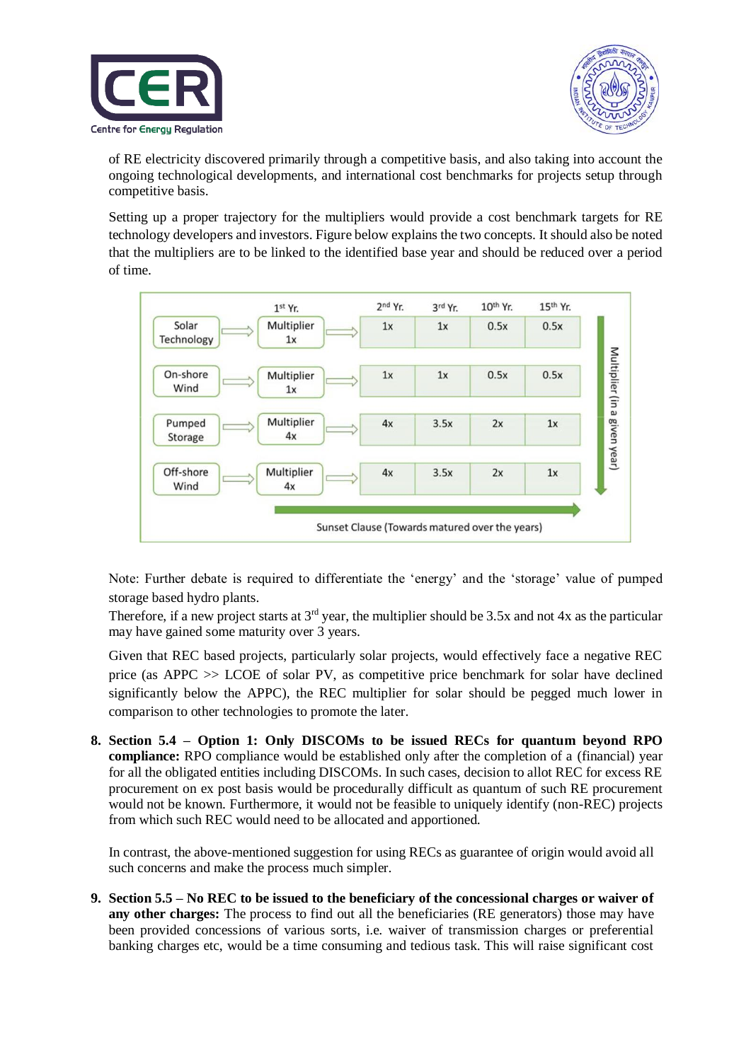of RE electricity discovered primarily through a competitive basis, and also taking into account the ongoing technological developments, and international cost benchmarks for projects setup through competitive basis.

Setting up a proper trajectory for the multipliers would provide a cost benchmark targets for RE technology developers and investors. Figure below explains the two concepts. It should also be noted that the multipliers are to be linked to the identified base year and should be reduced over a period of time.

| | 1st Yr. | 2nd Yr. | 3rd Yr. | 10th Yr. | 15th Yr. |
|---|---|---|---|---|---|
| Solar Technology | Multiplier 1x | 1x | 1x | 0.5x | 0.5x |
| On-shore Wind | Multiplier 1x | 1x | 1x | 0.5x | 0.5x |
| Pumped Storage | Multiplier 4x | 4x | 3.5x | 2x | 1x |
| Off-shore Wind | Multiplier 4x | 4x | 3.5x | 2x | 1x |

Multiplier (in a given year)

Sunset Clause (Towards matured over the years)

Note: Further debate is required to differentiate the 'energy' and the 'storage' value of pumped storage based hydro plants.

Therefore, if a new project starts at 3rd year, the multiplier should be 3.5x and not 4x as the particular may have gained some maturity over 3 years.

Given that REC based projects, particularly solar projects, would effectively face a negative REC price (as APPC >> LCOE of solar PV, as competitive price benchmark for solar have declined significantly below the APPC), the REC multiplier for solar should be pegged much lower in comparison to other technologies to promote the later.

8. **Section 5.4 – Option 1: Only DISCOMs to be issued RECs for quantum beyond RPO compliance:** RPO compliance would be established only after the completion of a (financial) year for all the obligated entities including DISCOMs. In such cases, decision to allot REC for excess RE procurement on ex post basis would be procedurally difficult as quantum of such RE procurement would not be known. Furthermore, it would not be feasible to uniquely identify (non-REC) projects from which such REC would need to be allocated and apportioned.

   In contrast, the above-mentioned suggestion for using RECs as guarantee of origin would avoid all such concerns and make the process much simpler.

9. **Section 5.5 – No REC to be issued to the beneficiary of the concessional charges or waiver of any other charges:** The process to find out all the beneficiaries (RE generators) those may have been provided concessions of various sorts, i.e. waiver of transmission charges or preferential banking charges etc, would be a time consuming and tedious task. This will raise significant cost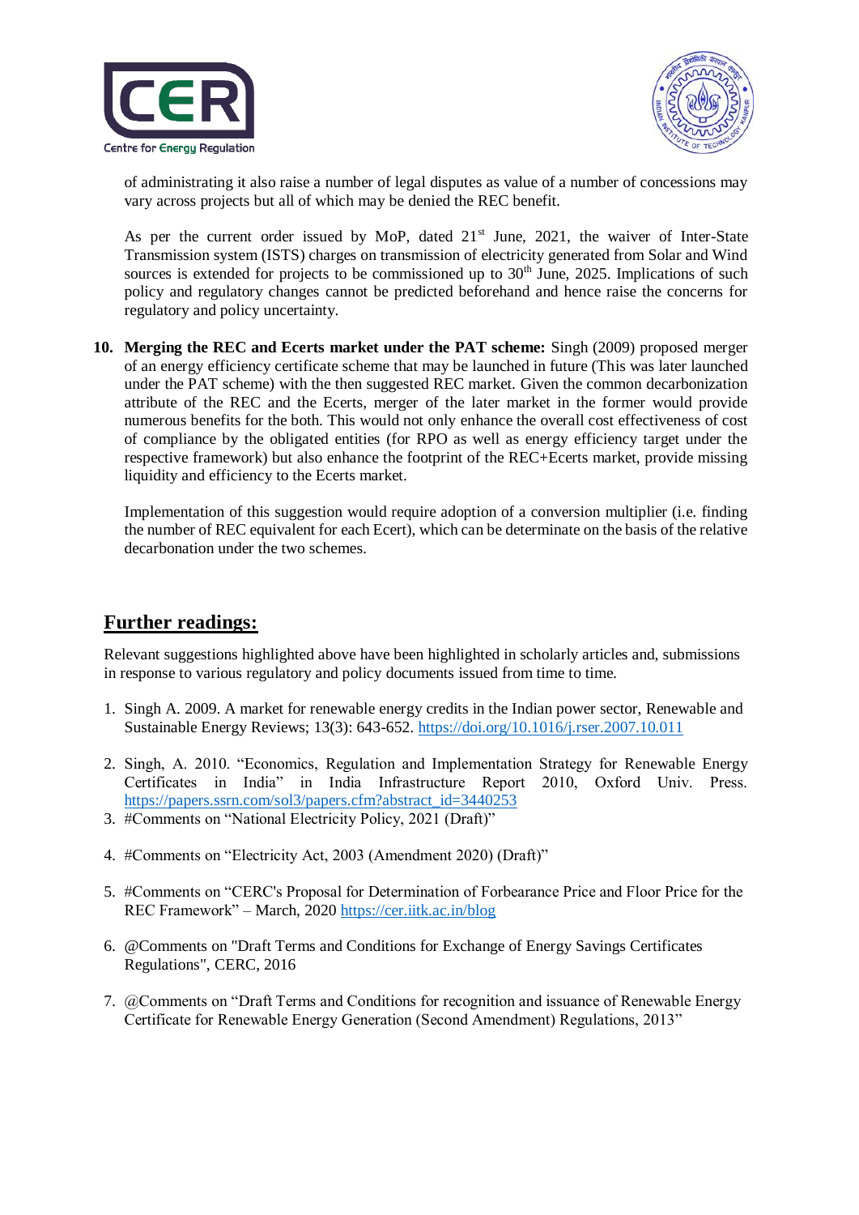of administrating it also raise a number of legal disputes as value of a number of concessions may vary across projects but all of which may be denied the REC benefit.

As per the current order issued by MoP, dated 21st June, 2021, the waiver of Inter-State Transmission system (ISTS) charges on transmission of electricity generated from Solar and Wind sources is extended for projects to be commissioned up to 30th June, 2025. Implications of such policy and regulatory changes cannot be predicted beforehand and hence raise the concerns for regulatory and policy uncertainty.

10. **Merging the REC and Ecerts market under the PAT scheme:** Singh (2009) proposed merger of an energy efficiency certificate scheme that may be launched in future (This was later launched under the PAT scheme) with the then suggested REC market. Given the common decarbonization attribute of the REC and the Ecerts, merger of the later market in the former would provide numerous benefits for the both. This would not only enhance the overall cost effectiveness of cost of compliance by the obligated entities (for RPO as well as energy efficiency target under the respective framework) but also enhance the footprint of the REC+Ecerts market, provide missing liquidity and efficiency to the Ecerts market.

    Implementation of this suggestion would require adoption of a conversion multiplier (i.e. finding the number of REC equivalent for each Ecert), which can be determinate on the basis of the relative decarbonation under the two schemes.

## Further readings:

Relevant suggestions highlighted above have been highlighted in scholarly articles and, submissions in response to various regulatory and policy documents issued from time to time.

1. Singh A. 2009. A market for renewable energy credits in the Indian power sector, Renewable and Sustainable Energy Reviews; 13(3): 643-652. https://doi.org/10.1016/j.rser.2007.10.011
2. Singh, A. 2010. "Economics, Regulation and Implementation Strategy for Renewable Energy Certificates in India" in India Infrastructure Report 2010, Oxford Univ. Press. https://papers.ssrn.com/sol3/papers.cfm?abstract_id=3440253
3. #Comments on "National Electricity Policy, 2021 (Draft)"
4. #Comments on "Electricity Act, 2003 (Amendment 2020) (Draft)"
5. #Comments on "CERC's Proposal for Determination of Forbearance Price and Floor Price for the REC Framework" – March, 2020 https://cer.iitk.ac.in/blog
6. @Comments on "Draft Terms and Conditions for Exchange of Energy Savings Certificates Regulations", CERC, 2016
7. @Comments on "Draft Terms and Conditions for recognition and issuance of Renewable Energy Certificate for Renewable Energy Generation (Second Amendment) Regulations, 2013"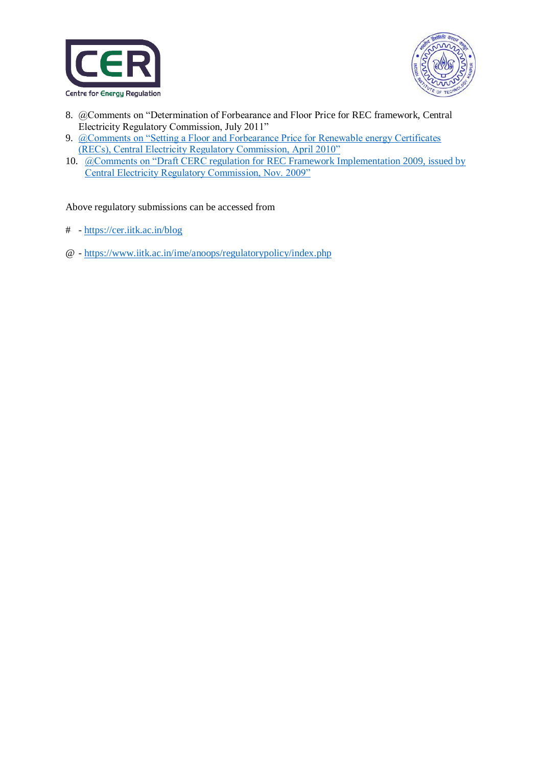8. @Comments on "Determination of Forbearance and Floor Price for REC framework, Central Electricity Regulatory Commission, July 2011"
9. @Comments on "Setting a Floor and Forbearance Price for Renewable energy Certificates (RECs), Central Electricity Regulatory Commission, April 2010"
10. @Comments on "Draft CERC regulation for REC Framework Implementation 2009, issued by Central Electricity Regulatory Commission, Nov. 2009"

Above regulatory submissions can be accessed from

# - https://cer.iitk.ac.in/blog

@ - https://www.iitk.ac.in/ime/anoops/regulatorypolicy/index.php